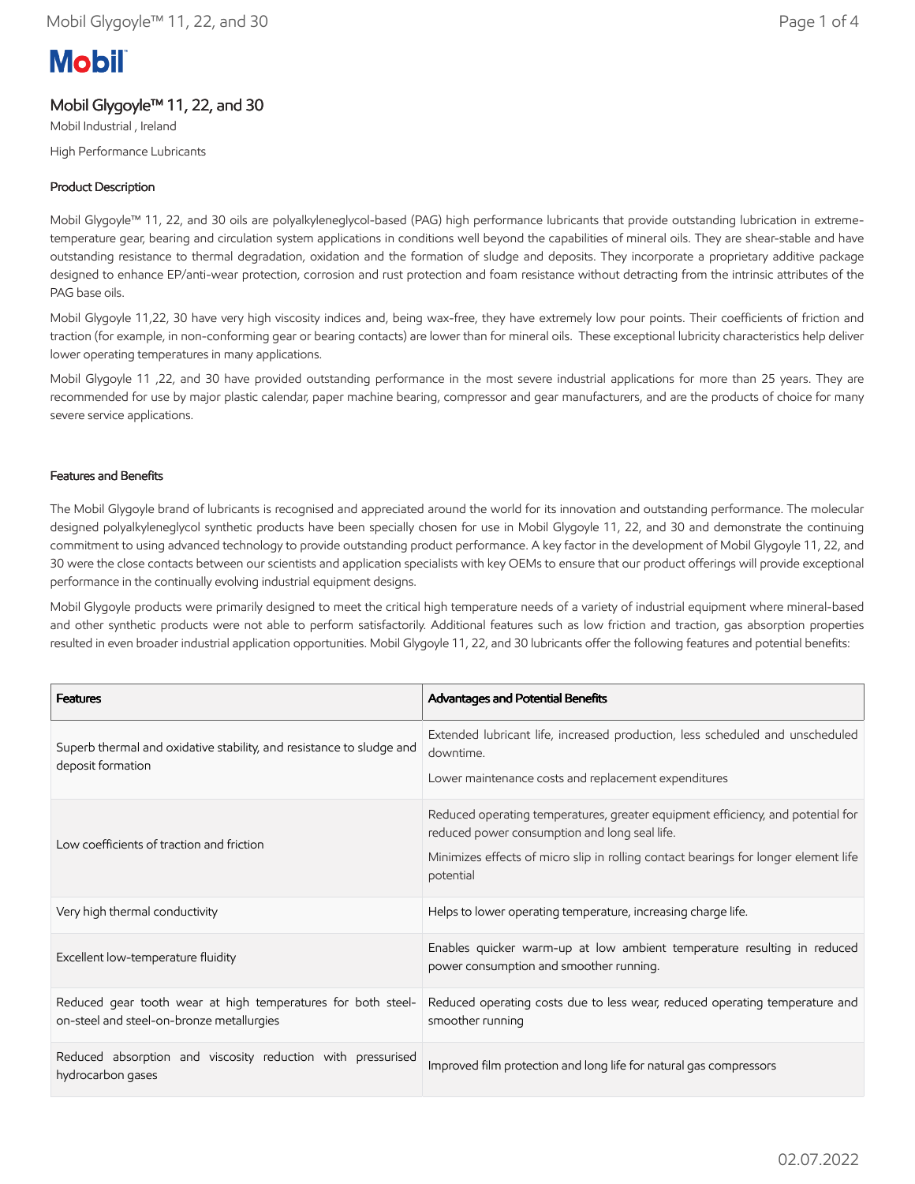Mobil

# Mobil Glygoyle™ 11, 22, and 30

Mobil Industrial , Ireland

High Performance Lubricants

## Product Description

Mobil Glygoyle™ 11, 22, and 30 oils are polyalkyleneglycol-based (PAG) high performance lubricants that provide outstanding lubrication in extreme-temperature gear, bearing and circulation system applications in conditions well beyond the capabilities of mineral oils. They are shear-stable and have outstanding resistance to thermal degradation, oxidation and the formation of sludge and deposits. They incorporate a proprietary additive package designed to enhance EP/anti-wear protection, corrosion and rust protection and foam resistance without detracting from the intrinsic attributes of the PAG base oils.

Mobil Glygoyle 11,22, 30 have very high viscosity indices and, being wax-free, they have extremely low pour points. Their coefficients of friction and traction (for example, in non-conforming gear or bearing contacts) are lower than for mineral oils. These exceptional lubricity characteristics help deliver lower operating temperatures in many applications.

Mobil Glygoyle 11 ,22, and 30 have provided outstanding performance in the most severe industrial applications for more than 25 years. They are recommended for use by major plastic calendar, paper machine bearing, compressor and gear manufacturers, and are the products of choice for many severe service applications.

## Features and Benefits

The Mobil Glygoyle brand of lubricants is recognised and appreciated around the world for its innovation and outstanding performance. The molecular designed polyalkyleneglycol synthetic products have been specially chosen for use in Mobil Glygoyle 11, 22, and 30 and demonstrate the continuing commitment to using advanced technology to provide outstanding product performance. A key factor in the development of Mobil Glygoyle 11, 22, and 30 were the close contacts between our scientists and application specialists with key OEMs to ensure that our product offerings will provide exceptional performance in the continually evolving industrial equipment designs.

Mobil Glygoyle products were primarily designed to meet the critical high temperature needs of a variety of industrial equipment where mineral-based and other synthetic products were not able to perform satisfactorily. Additional features such as low friction and traction, gas absorption properties resulted in even broader industrial application opportunities. Mobil Glygoyle 11, 22, and 30 lubricants offer the following features and potential benefits:

| Features | Advantages and Potential Benefits |
|---|---|
| Superb thermal and oxidative stability, and resistance to sludge and deposit formation | Extended lubricant life, increased production, less scheduled and unscheduled downtime.<br>Lower maintenance costs and replacement expenditures |
| Low coefficients of traction and friction | Reduced operating temperatures, greater equipment efficiency, and potential for reduced power consumption and long seal life.<br>Minimizes effects of micro slip in rolling contact bearings for longer element life potential |
| Very high thermal conductivity | Helps to lower operating temperature, increasing charge life. |
| Excellent low-temperature fluidity | Enables quicker warm-up at low ambient temperature resulting in reduced power consumption and smoother running. |
| Reduced gear tooth wear at high temperatures for both steel-on-steel and steel-on-bronze metallurgies | Reduced operating costs due to less wear, reduced operating temperature and smoother running |
| Reduced absorption and viscosity reduction with pressurised hydrocarbon gases | Improved film protection and long life for natural gas compressors |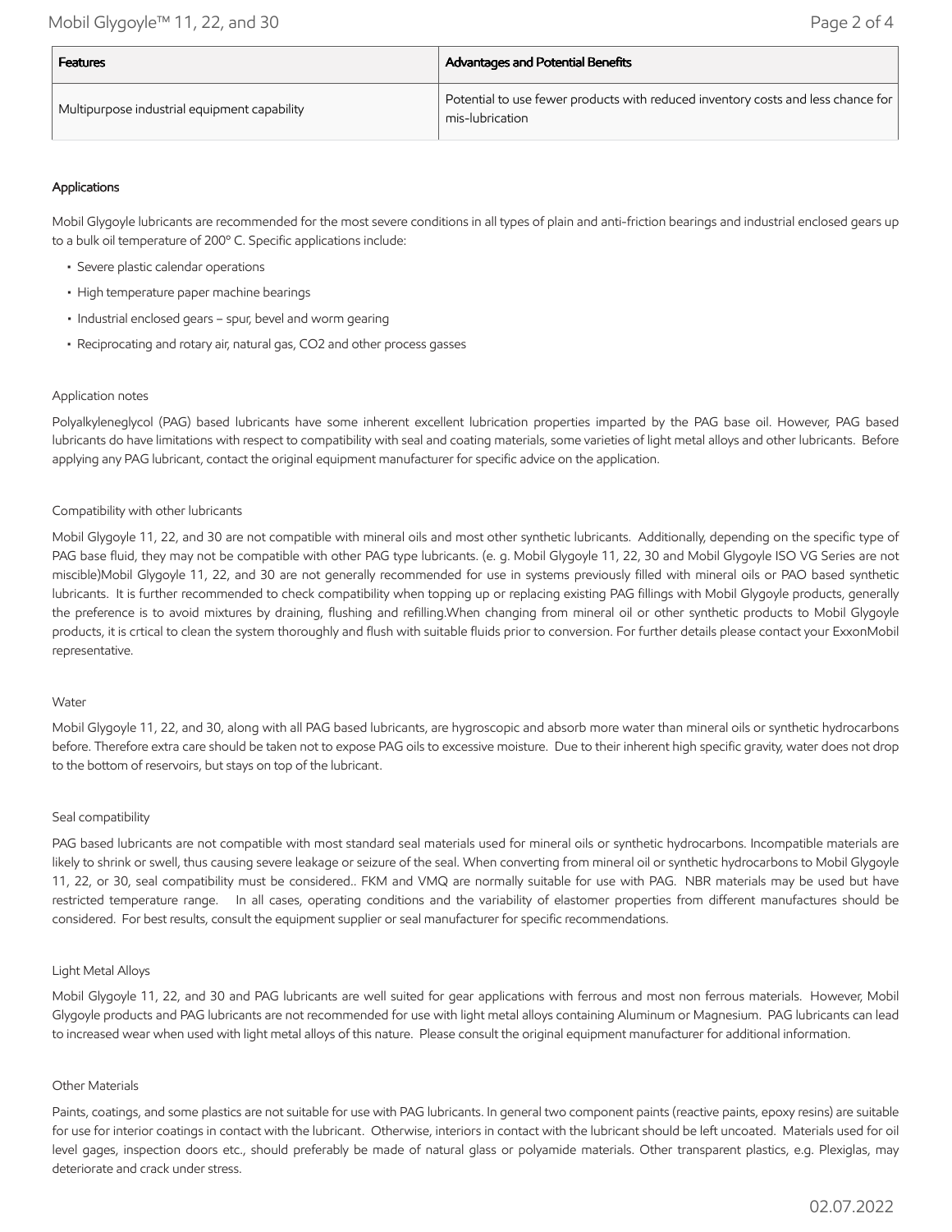| Features | Advantages and Potential Benefits |
| --- | --- |
| Multipurpose industrial equipment capability | Potential to use fewer products with reduced inventory costs and less chance for mis-lubrication |

## Applications

Mobil Glygoyle lubricants are recommended for the most severe conditions in all types of plain and anti-friction bearings and industrial enclosed gears up to a bulk oil temperature of 200° C. Specific applications include:

- Severe plastic calendar operations
- High temperature paper machine bearings
- Industrial enclosed gears – spur, bevel and worm gearing
- Reciprocating and rotary air, natural gas, $CO_2$ and other process gasses

### Application notes

Polyalkyleneglycol (PAG) based lubricants have some inherent excellent lubrication properties imparted by the PAG base oil. However, PAG based lubricants do have limitations with respect to compatibility with seal and coating materials, some varieties of light metal alloys and other lubricants. Before applying any PAG lubricant, contact the original equipment manufacturer for specific advice on the application.

### Compatibility with other lubricants

Mobil Glygoyle 11, 22, and 30 are not compatible with mineral oils and most other synthetic lubricants. Additionally, depending on the specific type of PAG base fluid, they may not be compatible with other PAG type lubricants. (e. g. Mobil Glygoyle 11, 22, 30 and Mobil Glygoyle ISO VG Series are not miscible)Mobil Glygoyle 11, 22, and 30 are not generally recommended for use in systems previously filled with mineral oils or PAO based synthetic lubricants. It is further recommended to check compatibility when topping up or replacing existing PAG fillings with Mobil Glygoyle products, generally the preference is to avoid mixtures by draining, flushing and refilling.When changing from mineral oil or other synthetic products to Mobil Glygoyle products, it is crtical to clean the system thoroughly and flush with suitable fluids prior to conversion. For further details please contact your ExxonMobil representative.

### Water

Mobil Glygoyle 11, 22, and 30, along with all PAG based lubricants, are hygroscopic and absorb more water than mineral oils or synthetic hydrocarbons before. Therefore extra care should be taken not to expose PAG oils to excessive moisture. Due to their inherent high specific gravity, water does not drop to the bottom of reservoirs, but stays on top of the lubricant.

### Seal compatibility

PAG based lubricants are not compatible with most standard seal materials used for mineral oils or synthetic hydrocarbons. Incompatible materials are likely to shrink or swell, thus causing severe leakage or seizure of the seal. When converting from mineral oil or synthetic hydrocarbons to Mobil Glygoyle 11, 22, or 30, seal compatibility must be considered.. FKM and VMQ are normally suitable for use with PAG. NBR materials may be used but have restricted temperature range. In all cases, operating conditions and the variability of elastomer properties from different manufactures should be considered. For best results, consult the equipment supplier or seal manufacturer for specific recommendations.

### Light Metal Alloys

Mobil Glygoyle 11, 22, and 30 and PAG lubricants are well suited for gear applications with ferrous and most non ferrous materials. However, Mobil Glygoyle products and PAG lubricants are not recommended for use with light metal alloys containing Aluminum or Magnesium. PAG lubricants can lead to increased wear when used with light metal alloys of this nature. Please consult the original equipment manufacturer for additional information.

### Other Materials

Paints, coatings, and some plastics are not suitable for use with PAG lubricants. In general two component paints (reactive paints, epoxy resins) are suitable for use for interior coatings in contact with the lubricant. Otherwise, interiors in contact with the lubricant should be left uncoated. Materials used for oil level gages, inspection doors etc., should preferably be made of natural glass or polyamide materials. Other transparent plastics, e.g. Plexiglas, may deteriorate and crack under stress.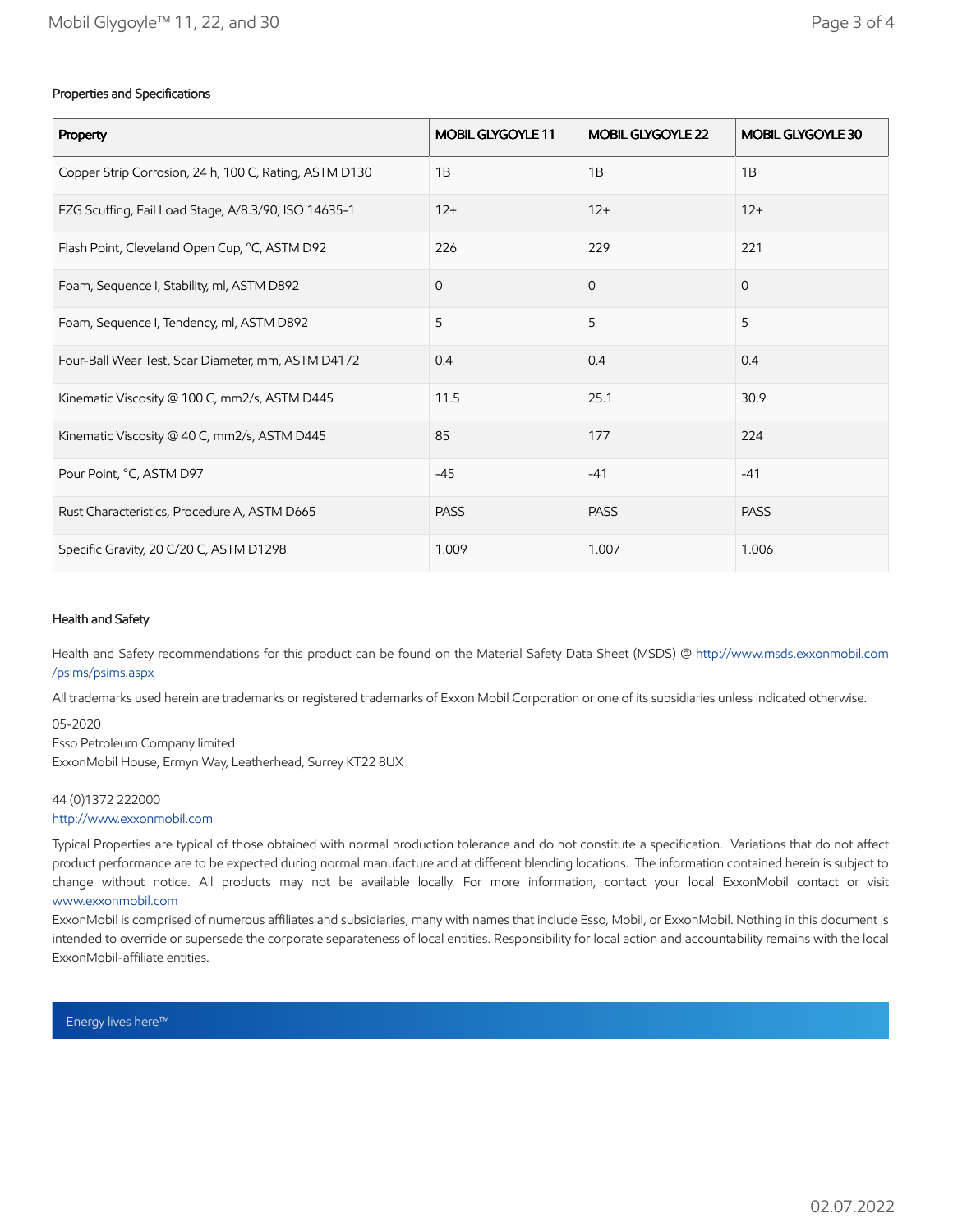### Properties and Specifications

| Property | MOBIL GLYGOYLE 11 | MOBIL GLYGOYLE 22 | MOBIL GLYGOYLE 30 |
|---|---|---|---|
| Copper Strip Corrosion, 24 h, 100 C, Rating, ASTM D130 | 1B | 1B | 1B |
| FZG Scuffing, Fail Load Stage, A/8.3/90, ISO 14635-1 | 12+ | 12+ | 12+ |
| Flash Point, Cleveland Open Cup, °C, ASTM D92 | 226 | 229 | 221 |
| Foam, Sequence I, Stability, ml, ASTM D892 | 0 | 0 | 0 |
| Foam, Sequence I, Tendency, ml, ASTM D892 | 5 | 5 | 5 |
| Four-Ball Wear Test, Scar Diameter, mm, ASTM D4172 | 0.4 | 0.4 | 0.4 |
| Kinematic Viscosity @ 100 C, mm2/s, ASTM D445 | 11.5 | 25.1 | 30.9 |
| Kinematic Viscosity @ 40 C, mm2/s, ASTM D445 | 85 | 177 | 224 |
| Pour Point, °C, ASTM D97 | -45 | -41 | -41 |
| Rust Characteristics, Procedure A, ASTM D665 | PASS | PASS | PASS |
| Specific Gravity, 20 C/20 C, ASTM D1298 | 1.009 | 1.007 | 1.006 |

### Health and Safety

Health and Safety recommendations for this product can be found on the Material Safety Data Sheet (MSDS) @ http://www.msds.exxonmobil.com/psims/psims.aspx

All trademarks used herein are trademarks or registered trademarks of Exxon Mobil Corporation or one of its subsidiaries unless indicated otherwise.

05-2020
Esso Petroleum Company limited
ExxonMobil House, Ermyn Way, Leatherhead, Surrey KT22 8UX

44 (0)1372 222000
http://www.exxonmobil.com

Typical Properties are typical of those obtained with normal production tolerance and do not constitute a specification. Variations that do not affect product performance are to be expected during normal manufacture and at different blending locations. The information contained herein is subject to change without notice. All products may not be available locally. For more information, contact your local ExxonMobil contact or visit www.exxonmobil.com

ExxonMobil is comprised of numerous affiliates and subsidiaries, many with names that include Esso, Mobil, or ExxonMobil. Nothing in this document is intended to override or supersede the corporate separateness of local entities. Responsibility for local action and accountability remains with the local ExxonMobil-affiliate entities.

Energy lives here™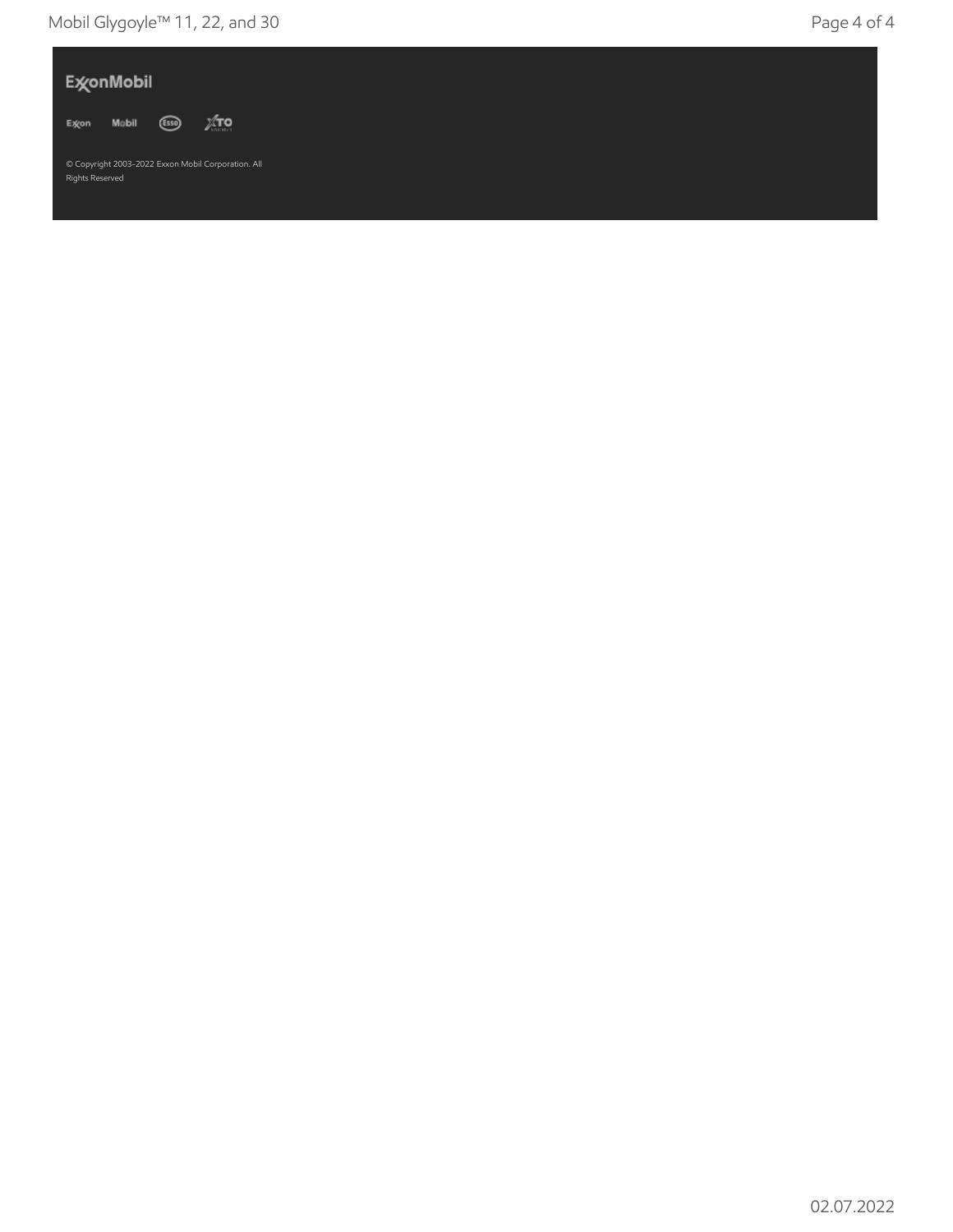ExxonMobil

Exxon Mobil Esso XTO

© Copyright 2003-2022 Exxon Mobil Corporation. All Rights Reserved